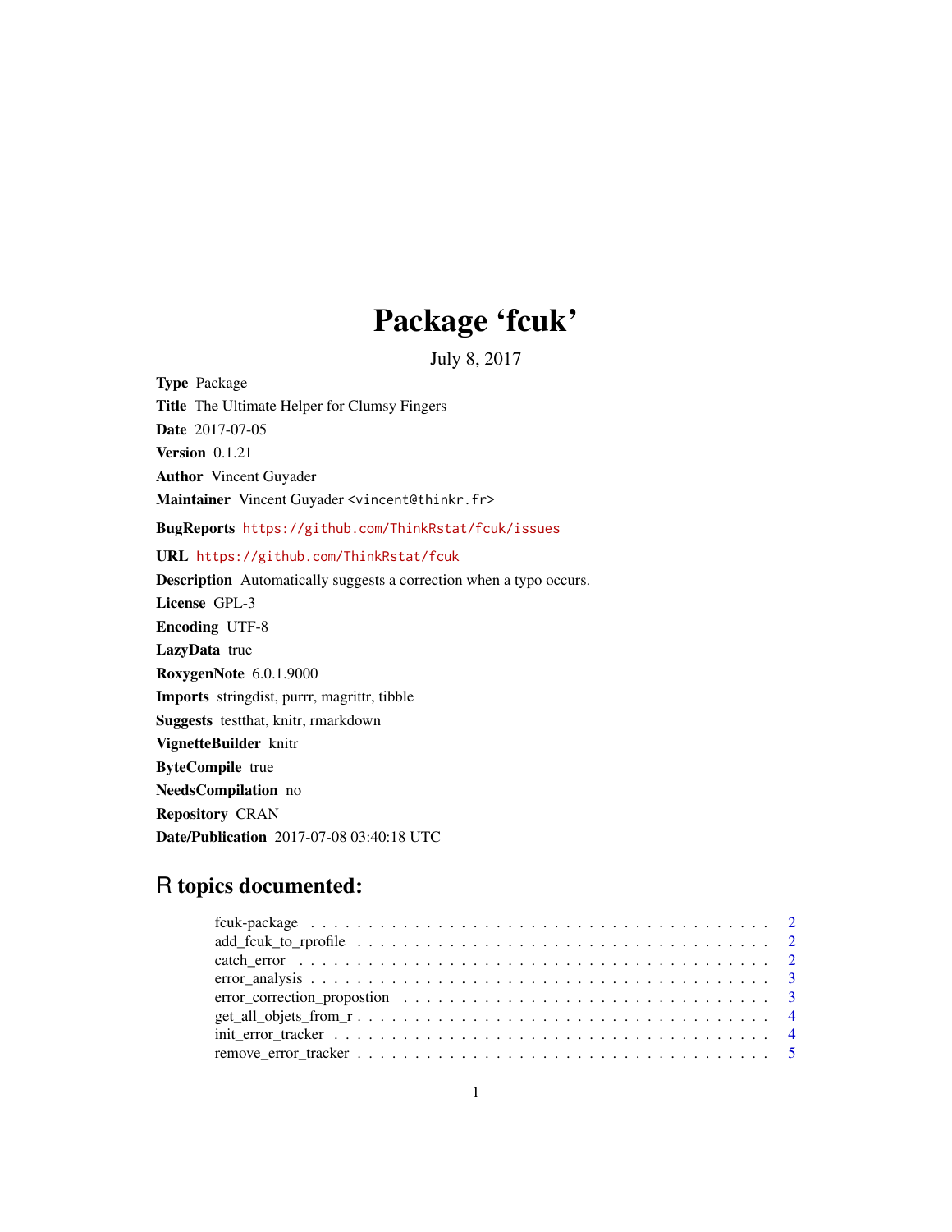# Package 'fcuk'

July 8, 2017

**Type** Package

**Title** The Ultimate Helper for Clumsy Fingers

**Date** 2017-07-05

**Version** 0.1.21

**Author** Vincent Guyader

**Maintainer** Vincent Guyader <vincent@thinkr.fr>

**BugReports** https://github.com/ThinkRstat/fcuk/issues

**URL** https://github.com/ThinkRstat/fcuk

**Description** Automatically suggests a correction when a typo occurs.

**License** GPL-3

**Encoding** UTF-8

**LazyData** true

**RoxygenNote** 6.0.1.9000

**Imports** stringdist, purrr, magrittr, tibble

**Suggests** testthat, knitr, rmarkdown

**VignetteBuilder** knitr

**ByteCompile** true

**NeedsCompilation** no

**Repository** CRAN

**Date/Publication** 2017-07-08 03:40:18 UTC

## R topics documented:

- fcuk-package . . . . . . . . . . . . . . . . . . . . . . . . . . . . . . . . . . . . . . 2
- add_fcuk_to_rprofile . . . . . . . . . . . . . . . . . . . . . . . . . . . . . . . . . . 2
- catch_error . . . . . . . . . . . . . . . . . . . . . . . . . . . . . . . . . . . . . . . 2
- error_analysis . . . . . . . . . . . . . . . . . . . . . . . . . . . . . . . . . . . . . . 3
- error_correction_propostion . . . . . . . . . . . . . . . . . . . . . . . . . . . . . . 3
- get_all_objets_from_r . . . . . . . . . . . . . . . . . . . . . . . . . . . . . . . . . 4
- init_error_tracker . . . . . . . . . . . . . . . . . . . . . . . . . . . . . . . . . . . . 4
- remove_error_tracker . . . . . . . . . . . . . . . . . . . . . . . . . . . . . . . . . . 5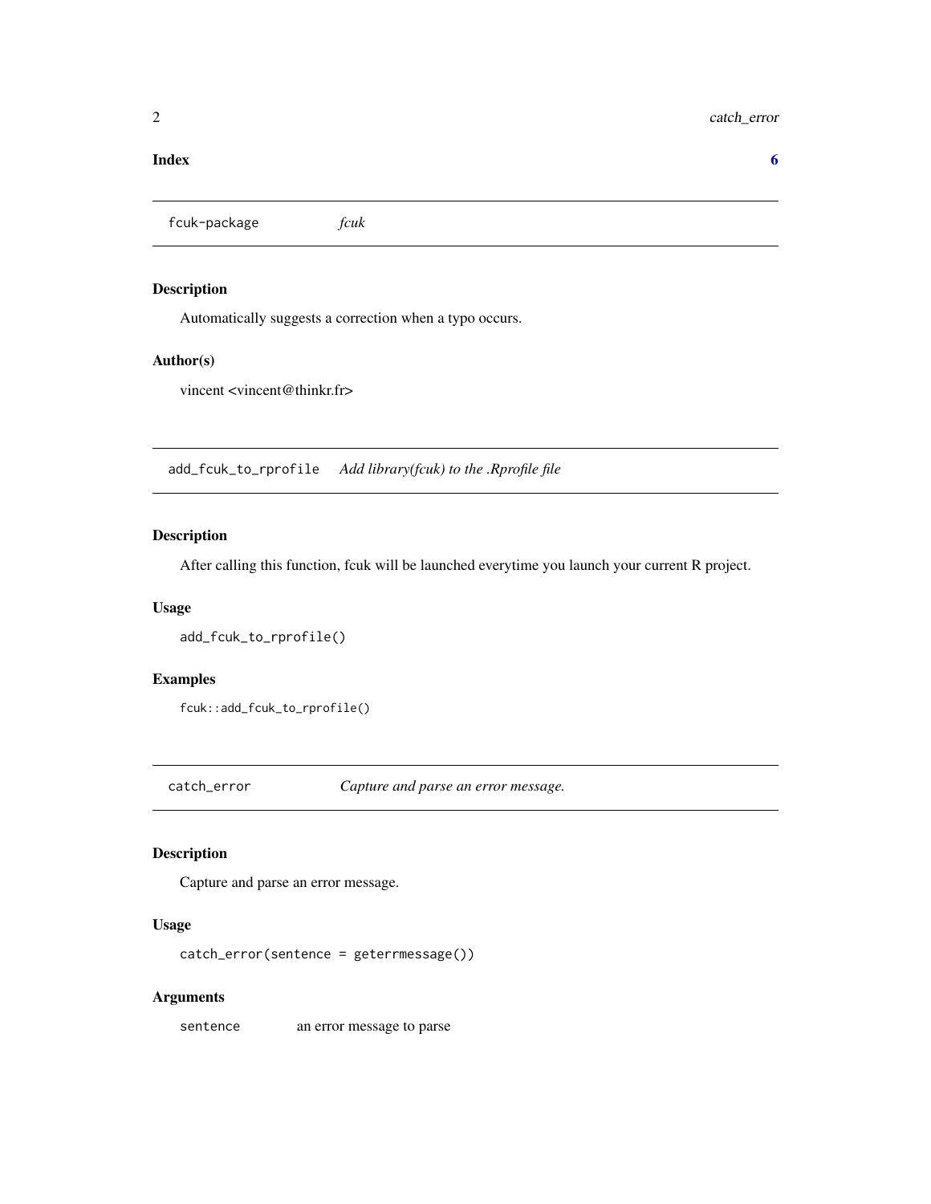**Index** **6**

---

## fcuk-package *fcuk*

### Description

Automatically suggests a correction when a typo occurs.

### Author(s)

vincent <vincent@thinkr.fr>

---

## add_fcuk_to_rprofile *Add library(fcuk) to the .Rprofile file*

### Description

After calling this function, fcuk will be launched everytime you launch your current R project.

### Usage

```
add_fcuk_to_rprofile()
```

### Examples

```
fcuk::add_fcuk_to_rprofile()
```

---

## catch_error *Capture and parse an error message.*

### Description

Capture and parse an error message.

### Usage

```
catch_error(sentence = geterrmessage())
```

### Arguments

| | |
|---|---|
| sentence | an error message to parse |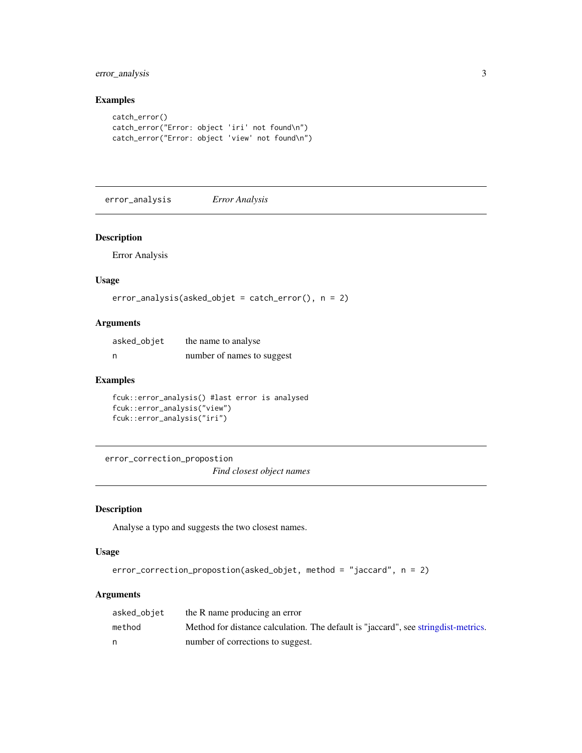### Examples

```
catch_error()
catch_error("Error: object 'iri' not found\n")
catch_error("Error: object 'view' not found\n")
```

---

## error_analysis — *Error Analysis*

### Description

Error Analysis

### Usage

```
error_analysis(asked_objet = catch_error(), n = 2)
```

### Arguments

| | |
|---|---|
| `asked_objet` | the name to analyse |
| `n` | number of names to suggest |

### Examples

```
fcuk::error_analysis() #last error is analysed
fcuk::error_analysis("view")
fcuk::error_analysis("iri")
```

---

## error_correction_propostion — *Find closest object names*

### Description

Analyse a typo and suggests the two closest names.

### Usage

```
error_correction_propostion(asked_objet, method = "jaccard", n = 2)
```

### Arguments

| | |
|---|---|
| `asked_objet` | the R name producing an error |
| `method` | Method for distance calculation. The default is "jaccard", see stringdist-metrics. |
| `n` | number of corrections to suggest. |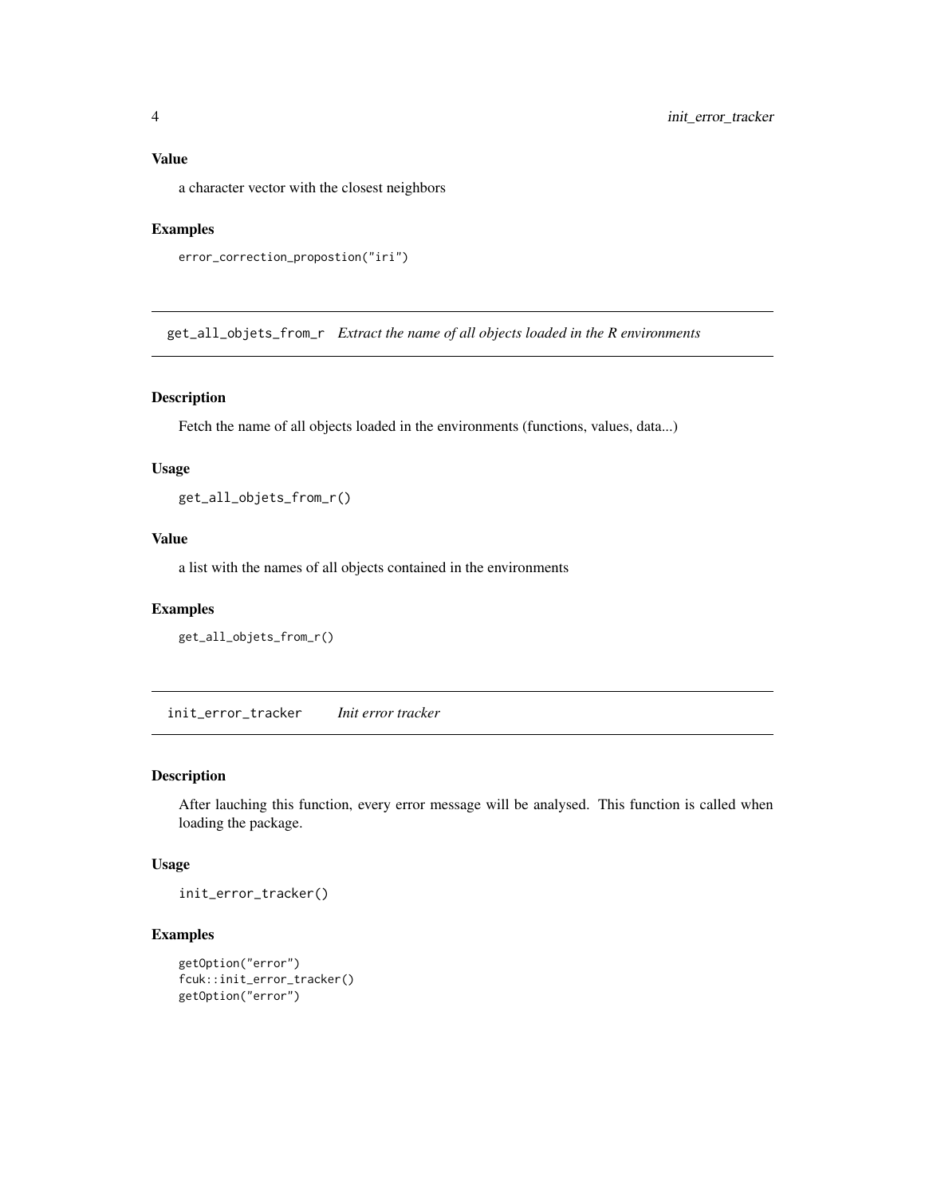### Value

a character vector with the closest neighbors

### Examples

```
error_correction_propostion("iri")
```

---

## get_all_objets_from_r *Extract the name of all objects loaded in the R environments*

---

### Description

Fetch the name of all objects loaded in the environments (functions, values, data...)

### Usage

```
get_all_objets_from_r()
```

### Value

a list with the names of all objects contained in the environments

### Examples

```
get_all_objets_from_r()
```

---

## init_error_tracker *Init error tracker*

---

### Description

After lauching this function, every error message will be analysed. This function is called when loading the package.

### Usage

```
init_error_tracker()
```

### Examples

```
getOption("error")
fcuk::init_error_tracker()
getOption("error")
```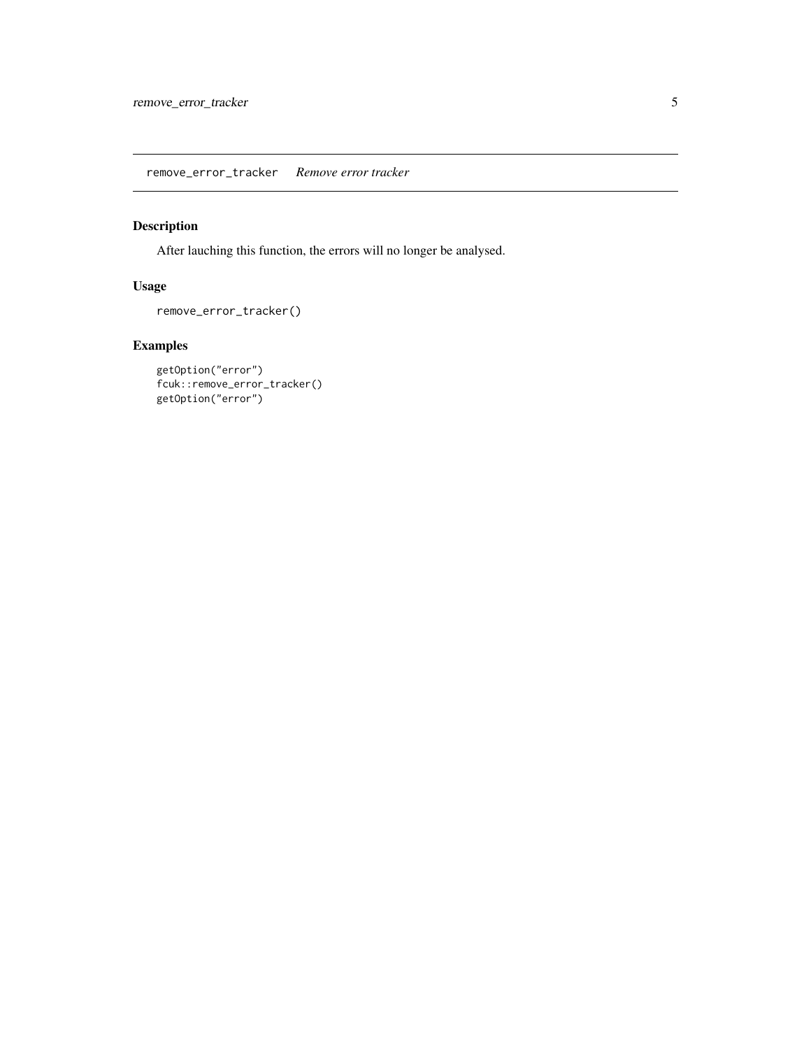## remove_error_tracker *Remove error tracker*

### Description

After lauching this function, the errors will no longer be analysed.

### Usage

```
remove_error_tracker()
```

### Examples

```
getOption("error")
fcuk::remove_error_tracker()
getOption("error")
```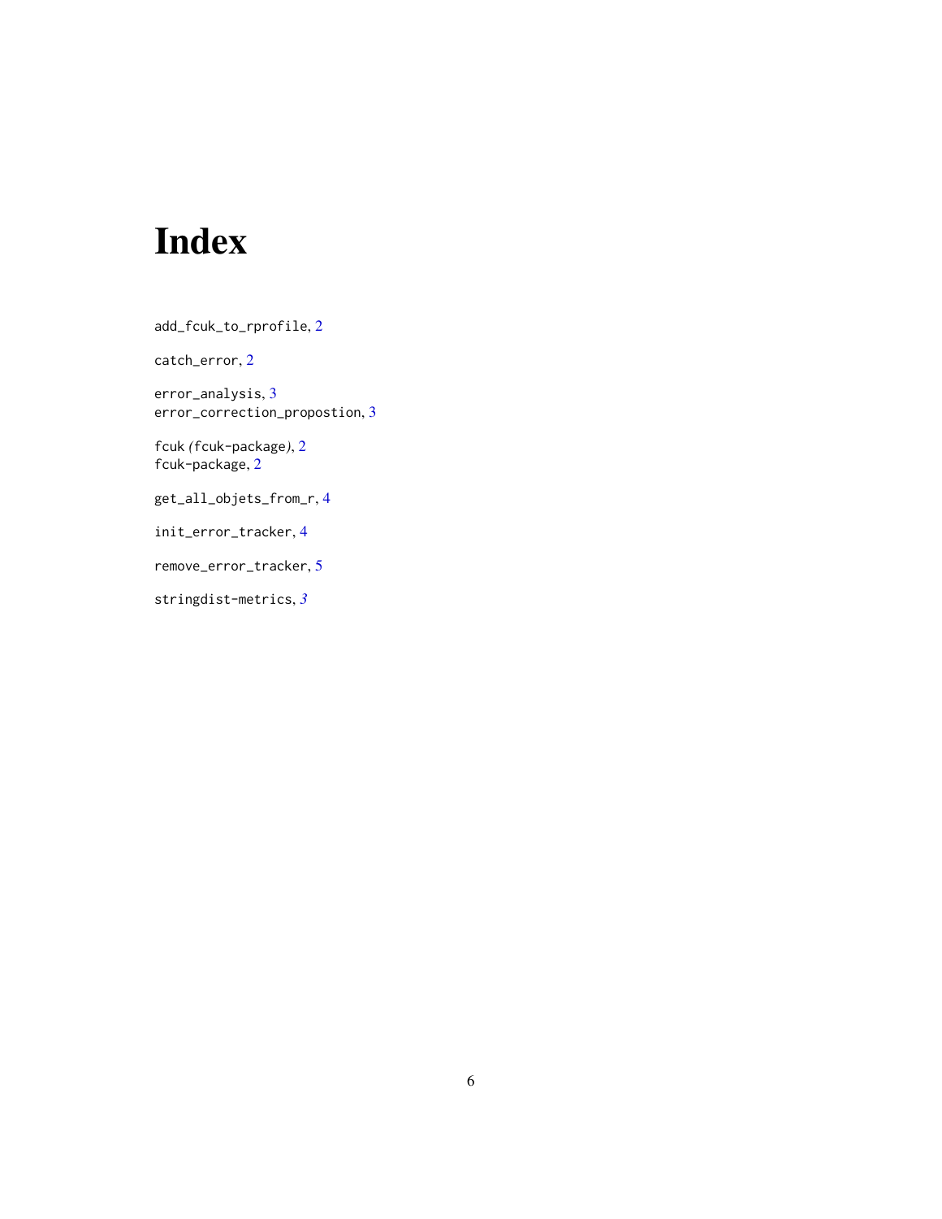# Index

add_fcuk_to_rprofile, 2

catch_error, 2

error_analysis, 3
error_correction_propostion, 3

fcuk (fcuk-package), 2
fcuk-package, 2

get_all_objets_from_r, 4

init_error_tracker, 4

remove_error_tracker, 5

stringdist-metrics, *3*